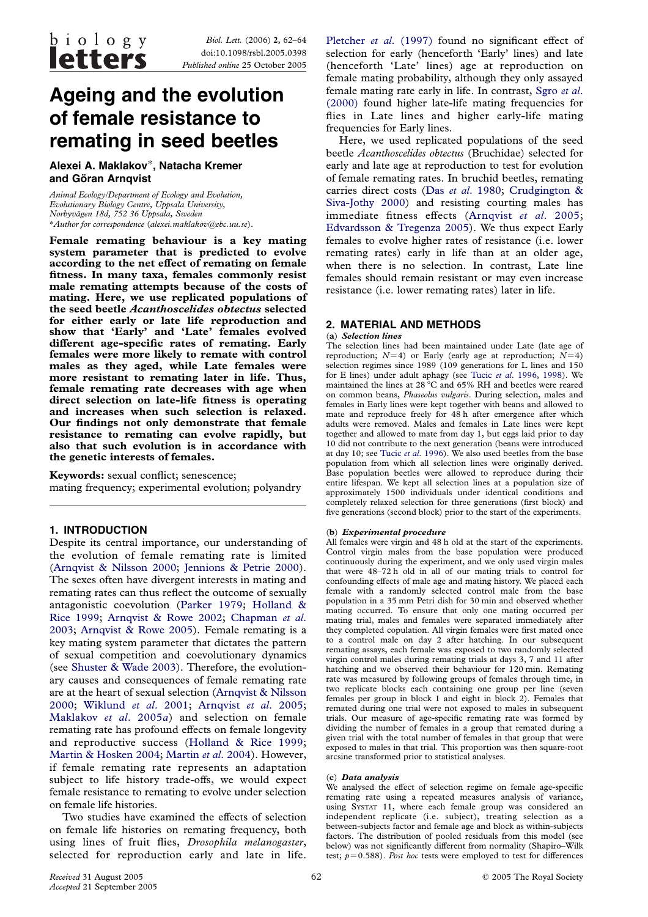# Ageing and the evolution of female resistance to remating in seed beetles

**Alexei A. Maklakov*, Natacha Kremer and Göran Arnqvist**

*Animal Ecology/Department of Ecology and Evolution, Evolutionary Biology Centre, Uppsala University, Norbyvägen 18d, 752 36 Uppsala, Sweden*

*Author for correspondence (alexei.maklakov@ebc.uu.se).

**Female remating behaviour is a key mating system parameter that is predicted to evolve according to the net effect of remating on female fitness. In many taxa, females commonly resist male remating attempts because of the costs of mating. Here, we use replicated populations of the seed beetle *Acanthoscelides obtectus* selected for either early or late life reproduction and show that 'Early' and 'Late' females evolved different age-specific rates of remating. Early females were more likely to remate with control males as they aged, while Late females were more resistant to remating later in life. Thus, female remating rate decreases with age when direct selection on late-life fitness is operating and increases when such selection is relaxed. Our findings not only demonstrate that female resistance to remating can evolve rapidly, but also that such evolution is in accordance with the genetic interests of females.**

**Keywords:** sexual conflict; senescence; mating frequency; experimental evolution; polyandry

## 1. INTRODUCTION

Despite its central importance, our understanding of the evolution of female remating rate is limited (Arnqvist & Nilsson 2000; Jennions & Petrie 2000). The sexes often have divergent interests in mating and remating rates can thus reflect the outcome of sexually antagonistic coevolution (Parker 1979; Holland & Rice 1999; Arnqvist & Rowe 2002; Chapman *et al.* 2003; Arnqvist & Rowe 2005). Female remating is a key mating system parameter that dictates the pattern of sexual competition and coevolutionary dynamics (see Shuster & Wade 2003). Therefore, the evolutionary causes and consequences of female remating rate are at the heart of sexual selection (Arnqvist & Nilsson 2000; Wiklund *et al.* 2001; Arnqvist *et al.* 2005; Maklakov *et al.* 2005*a*) and selection on female remating rate has profound effects on female longevity and reproductive success (Holland & Rice 1999; Martin & Hosken 2004; Martin *et al.* 2004). However, if female remating rate represents an adaptation subject to life history trade-offs, we would expect female resistance to remating to evolve under selection on female life histories.

Two studies have examined the effects of selection on female life histories on remating frequency, both using lines of fruit flies, *Drosophila melanogaster*, selected for reproduction early and late in life. Pletcher *et al.* (1997) found no significant effect of selection for early (henceforth 'Early' lines) and late (henceforth 'Late' lines) age at reproduction on female mating probability, although they only assayed female mating rate early in life. In contrast, Sgro *et al.* (2000) found higher late-life mating frequencies for flies in Late lines and higher early-life mating frequencies for Early lines.

Here, we used replicated populations of the seed beetle *Acanthoscelides obtectus* (Bruchidae) selected for early and late age at reproduction to test for evolution of female remating rates. In bruchid beetles, remating carries direct costs (Das *et al.* 1980; Crudgington & Siva-Jothy 2000) and resisting courting males has immediate fitness effects (Arnqvist *et al.* 2005; Edvardsson & Tregenza 2005). We thus expect Early females to evolve higher rates of resistance (i.e. lower remating rates) early in life than at an older age, when there is no selection. In contrast, Late line females should remain resistant or may even increase resistance (i.e. lower remating rates) later in life.

## 2. MATERIAL AND METHODS

### (a) *Selection lines*

The selection lines had been maintained under Late (late age of reproduction; $N=4$) or Early (early age at reproduction; $N=4$) selection regimes since 1989 (109 generations for L lines and 150 for E lines) under adult aphagy (see Tucic *et al.* 1996, 1998). We maintained the lines at 28 °C and 65% RH and beetles were reared on common beans, *Phaseolus vulgaris*. During selection, males and females in Early lines were kept together with beans and allowed to mate and reproduce freely for 48 h after emergence after which adults were removed. Males and females in Late lines were kept together and allowed to mate from day 1, but eggs laid prior to day 10 did not contribute to the next generation (beans were introduced at day 10; see Tucic *et al.* 1996). We also used beetles from the base population from which all selection lines were originally derived. Base population beetles were allowed to reproduce during their entire lifespan. We kept all selection lines at a population size of approximately 1500 individuals under identical conditions and completely relaxed selection for three generations (first block) and five generations (second block) prior to the start of the experiments.

### (b) *Experimental procedure*

All females were virgin and 48 h old at the start of the experiments. Control virgin males from the base population were produced continuously during the experiment, and we only used virgin males that were 48–72 h old in all of our mating trials to control for confounding effects of male age and mating history. We placed each female with a randomly selected control male from the base population in a 35 mm Petri dish for 30 min and observed whether mating occurred. To ensure that only one mating occurred per mating trial, males and females were separated immediately after they completed copulation. All virgin females were first mated once to a control male on day 2 after hatching. In our subsequent remating assays, each female was exposed to two randomly selected virgin control males during remating trials at days 3, 7 and 11 after hatching and we observed their behaviour for 120 min. Remating rate was measured by following groups of females through time, in two replicate blocks each containing one group per line (seven females per group in block 1 and eight in block 2). Females that remated during one trial were not exposed to males in subsequent trials. Our measure of age-specific remating rate was formed by dividing the number of females in a group that remated during a given trial with the total number of females in that group that were exposed to males in that trial. This proportion was then square-root arcsine transformed prior to statistical analyses.

### (c) *Data analysis*

We analysed the effect of selection regime on female age-specific remating rate using a repeated measures analysis of variance, using Systat 11, where each female group was considered an independent replicate (i.e. subject), treating selection as a between-subjects factor and female age and block as within-subjects factors. The distribution of pooled residuals from this model (see below) was not significantly different from normality (Shapiro–Wilk test; $p=0.588$). *Post hoc* tests were employed to test for differences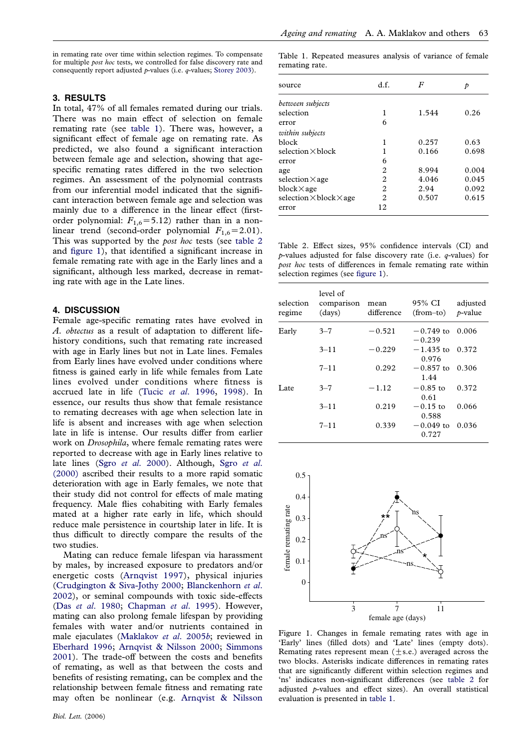in remating rate over time within selection regimes. To compensate for multiple *post hoc* tests, we controlled for false discovery rate and consequently report adjusted *p*-values (i.e. *q*-values; Storey 2003).

## 3. RESULTS

In total, 47% of all females remated during our trials. There was no main effect of selection on female remating rate (see table 1). There was, however, a significant effect of female age on remating rate. As predicted, we also found a significant interaction between female age and selection, showing that age-specific remating rates differed in the two selection regimes. An assessment of the polynomial contrasts from our inferential model indicated that the significant interaction between female age and selection was mainly due to a difference in the linear effect (first-order polynomial: $F_{1,6}=5.12$) rather than in a nonlinear trend (second-order polynomial $F_{1,6}=2.01$). This was supported by the *post hoc* tests (see table 2 and figure 1), that identified a significant increase in female remating rate with age in the Early lines and a significant, although less marked, decrease in remating rate with age in the Late lines.

## 4. DISCUSSION

Female age-specific remating rates have evolved in *A. obtectus* as a result of adaptation to different life-history conditions, such that remating rate increased with age in Early lines but not in Late lines. Females from Early lines have evolved under conditions where fitness is gained early in life while females from Late lines evolved under conditions where fitness is accrued late in life (Tucic *et al.* 1996, 1998). In essence, our results thus show that female resistance to remating decreases with age when selection late in life is absent and increases with age when selection late in life is intense. Our results differ from earlier work on *Drosophila*, where female remating rates were reported to decrease with age in Early lines relative to late lines (Sgro *et al.* 2000). Although, Sgro *et al.* (2000) ascribed their results to a more rapid somatic deterioration with age in Early females, we note that their study did not control for effects of male mating frequency. Male flies cohabiting with Early females mated at a higher rate early in life, which should reduce male persistence in courtship later in life. It is thus difficult to directly compare the results of the two studies.

Mating can reduce female lifespan via harassment by males, by increased exposure to predators and/or energetic costs (Arnqvist 1997), physical injuries (Crudgington & Siva-Jothy 2000; Blanckenhorn *et al.* 2002), or seminal compounds with toxic side-effects (Das *et al.* 1980; Chapman *et al.* 1995). However, mating can also prolong female lifespan by providing females with water and/or nutrients contained in male ejaculates (Maklakov *et al.* 2005*b*; reviewed in Eberhard 1996; Arnqvist & Nilsson 2000; Simmons 2001). The trade-off between the costs and benefits of remating, as well as that between the costs and benefits of resisting remating, can be complex and the relationship between female fitness and remating rate may often be nonlinear (e.g. Arnqvist & Nilsson

Table 1. Repeated measures analysis of variance of female remating rate.

| source | d.f. | $F$ | $p$ |
|---|---|---|---|
| *between subjects* | | | |
| selection | 1 | 1.544 | 0.26 |
| error | 6 | | |
| *within subjects* | | | |
| block | 1 | 0.257 | 0.63 |
| selection×block | 1 | 0.166 | 0.698 |
| error | 6 | | |
| age | 2 | 8.994 | 0.004 |
| selection×age | 2 | 4.046 | 0.045 |
| block×age | 2 | 2.94 | 0.092 |
| selection×block×age | 2 | 0.507 | 0.615 |
| error | 12 | | |

Table 2. Effect sizes, 95% confidence intervals (CI) and *p*-values adjusted for false discovery rate (i.e. *q*-values) for *post hoc* tests of differences in female remating rate within selection regimes (see figure 1).

| selection regime | level of comparison (days) | mean difference | 95% CI (from–to) | adjusted *p*-value |
|---|---|---|---|---|
| Early | 3–7 | −0.521 | −0.749 to −0.239 | 0.006 |
| | 3–11 | −0.229 | −1.435 to 0.976 | 0.372 |
| | 7–11 | 0.292 | −0.857 to 1.44 | 0.306 |
| Late | 3–7 | −1.12 | −0.85 to 0.61 | 0.372 |
| | 3–11 | 0.219 | −0.15 to 0.588 | 0.066 |
| | 7–11 | 0.339 | −0.049 to 0.727 | 0.036 |

Figure 1. Changes in female remating rates with age in 'Early' lines (filled dots) and 'Late' lines (empty dots). Remating rates represent mean (±s.e.) averaged across the two blocks. Asterisks indicate differences in remating rates that are significantly different within selection regimes and 'ns' indicates non-significant differences (see table 2 for adjusted *p*-values and effect sizes). An overall statistical evaluation is presented in table 1.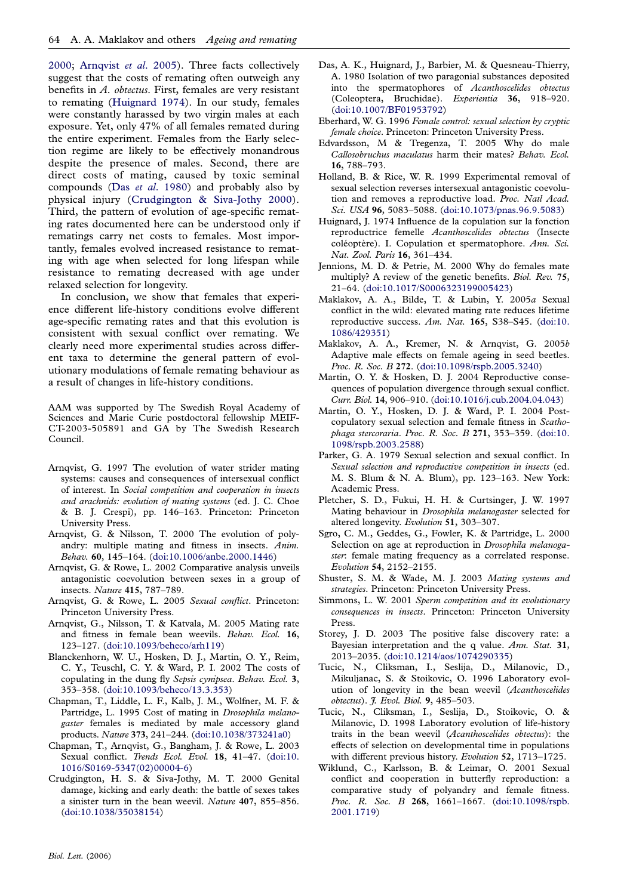2000; Arnqvist *et al*. 2005). Three facts collectively suggest that the costs of remating often outweigh any benefits in *A. obtectus*. First, females are very resistant to remating (Huignard 1974). In our study, females were constantly harassed by two virgin males at each exposure. Yet, only 47% of all females remated during the entire experiment. Females from the Early selection regime are likely to be effectively monandrous despite the presence of males. Second, there are direct costs of mating, caused by toxic seminal compounds (Das *et al*. 1980) and probably also by physical injury (Crudgington & Siva-Jothy 2000). Third, the pattern of evolution of age-specific remating rates documented here can be understood only if rematings carry net costs to females. Most importantly, females evolved increased resistance to remating with age when selected for long lifespan while resistance to remating decreased with age under relaxed selection for longevity.

In conclusion, we show that females that experience different life-history conditions evolve different age-specific remating rates and that this evolution is consistent with sexual conflict over remating. We clearly need more experimental studies across different taxa to determine the general pattern of evolutionary modulations of female remating behaviour as a result of changes in life-history conditions.

AAM was supported by The Swedish Royal Academy of Sciences and Marie Curie postdoctoral fellowship MEIF-CT-2003-505891 and GA by The Swedish Research Council.

Arnqvist, G. 1997 The evolution of water strider mating systems: causes and consequences of intersexual conflict of interest. In *Social competition and cooperation in insects and arachnids: evolution of mating systems* (ed. J. C. Choe & B. J. Crespi), pp. 146–163. Princeton: Princeton University Press.

Arnqvist, G. & Nilsson, T. 2000 The evolution of polyandry: multiple mating and fitness in insects. *Anim. Behav.* **60**, 145–164. (doi:10.1006/anbe.2000.1446)

Arnqvist, G. & Rowe, L. 2002 Comparative analysis unveils antagonistic coevolution between sexes in a group of insects. *Nature* **415**, 787–789.

Arnqvist, G. & Rowe, L. 2005 *Sexual conflict*. Princeton: Princeton University Press.

Arnqvist, G., Nilsson, T. & Katvala, M. 2005 Mating rate and fitness in female bean weevils. *Behav. Ecol.* **16**, 123–127. (doi:10.1093/beheco/arh119)

Blanckenhorn, W. U., Hosken, D. J., Martin, O. Y., Reim, C. Y., Teuschl, C. Y. & Ward, P. I. 2002 The costs of copulating in the dung fly *Sepsis cynipsea*. *Behav. Ecol.* **3**, 353–358. (doi:10.1093/beheco/13.3.353)

Chapman, T., Liddle, L. F., Kalb, J. M., Wolfner, M. F. & Partridge, L. 1995 Cost of mating in *Drosophila melanogaster* females is mediated by male accessory gland products. *Nature* **373**, 241–244. (doi:10.1038/373241a0)

Chapman, T., Arnqvist, G., Bangham, J. & Rowe, L. 2003 Sexual conflict. *Trends Ecol. Evol.* **18**, 41–47. (doi:10.1016/S0169-5347(02)00004-6)

Crudgington, H. S. & Siva-Jothy, M. T. 2000 Genital damage, kicking and early death: the battle of sexes takes a sinister turn in the bean weevil. *Nature* **407**, 855–856. (doi:10.1038/35038154)

Das, A. K., Huignard, J., Barbier, M. & Quesneau-Thierry, A. 1980 Isolation of two paragonial substances deposited into the spermatophores of *Acanthoscelides obtectus* (Coleoptera, Bruchidae). *Experientia* **36**, 918–920. (doi:10.1007/BF01953792)

Eberhard, W. G. 1996 *Female control: sexual selection by cryptic female choice*. Princeton: Princeton University Press.

Edvardsson, M & Tregenza, T. 2005 Why do male *Callosobruchus maculatus* harm their mates? *Behav. Ecol.* **16**, 788–793.

Holland, B. & Rice, W. R. 1999 Experimental removal of sexual selection reverses intersexual antagonistic coevolution and removes a reproductive load. *Proc. Natl Acad. Sci. USA* **96**, 5083–5088. (doi:10.1073/pnas.96.9.5083)

Huignard, J. 1974 Influence de la copulation sur la fonction reproductrice femelle *Acanthoscelides obtectus* (Insecte coléoptère). I. Copulation et spermatophore. *Ann. Sci. Nat. Zool. Paris* **16**, 361–434.

Jennions, M. D. & Petrie, M. 2000 Why do females mate multiply? A review of the genetic benefits. *Biol. Rev.* **75**, 21–64. (doi:10.1017/S0006323199005423)

Maklakov, A. A., Bilde, T. & Lubin, Y. 2005*a* Sexual conflict in the wild: elevated mating rate reduces lifetime reproductive success. *Am. Nat.* **165**, S38–S45. (doi:10.1086/429351)

Maklakov, A. A., Kremer, N. & Arnqvist, G. 2005*b* Adaptive male effects on female ageing in seed beetles. *Proc. R. Soc. B* **272**. (doi:10.1098/rspb.2005.3240)

Martin, O. Y. & Hosken, D. J. 2004 Reproductive consequences of population divergence through sexual conflict. *Curr. Biol.* **14**, 906–910. (doi:10.1016/j.cub.2004.04.043)

Martin, O. Y., Hosken, D. J. & Ward, P. I. 2004 Postcopulatory sexual selection and female fitness in *Scathophaga stercoraria*. *Proc. R. Soc. B* **271**, 353–359. (doi:10.1098/rspb.2003.2588)

Parker, G. A. 1979 Sexual selection and sexual conflict. In *Sexual selection and reproductive competition in insects* (ed. M. S. Blum & N. A. Blum), pp. 123–163. New York: Academic Press.

Pletcher, S. D., Fukui, H. H. & Curtsinger, J. W. 1997 Mating behaviour in *Drosophila melanogaster* selected for altered longevity. *Evolution* **51**, 303–307.

Sgro, C. M., Geddes, G., Fowler, K. & Partridge, L. 2000 Selection on age at reproduction in *Drosophila melanogaster*: female mating frequency as a correlated response. *Evolution* **54**, 2152–2155.

Shuster, S. M. & Wade, M. J. 2003 *Mating systems and strategies*. Princeton: Princeton University Press.

Simmons, L. W. 2001 *Sperm competition and its evolutionary consequences in insects*. Princeton: Princeton University Press.

Storey, J. D. 2003 The positive false discovery rate: a Bayesian interpretation and the q value. *Ann. Stat.* **31**, 2013–2035. (doi:10.1214/aos/1074290335)

Tucic, N., Cliksman, I., Seslija, D., Milanovic, D., Mikuljanac, S. & Stoikovic, O. 1996 Laboratory evolution of longevity in the bean weevil (*Acanthoscelides obtectus*). *J. Evol. Biol.* **9**, 485–503.

Tucic, N., Cliksman, I., Seslija, D., Stoikovic, O. & Milanovic, D. 1998 Laboratory evolution of life-history traits in the bean weevil (*Acanthoscelides obtectus*): the effects of selection on developmental time in populations with different previous history. *Evolution* **52**, 1713–1725.

Wiklund, C., Karlsson, B. & Leimar, O. 2001 Sexual conflict and cooperation in butterfly reproduction: a comparative study of polyandry and female fitness. *Proc. R. Soc. B* **268**, 1661–1667. (doi:10.1098/rspb.2001.1719)